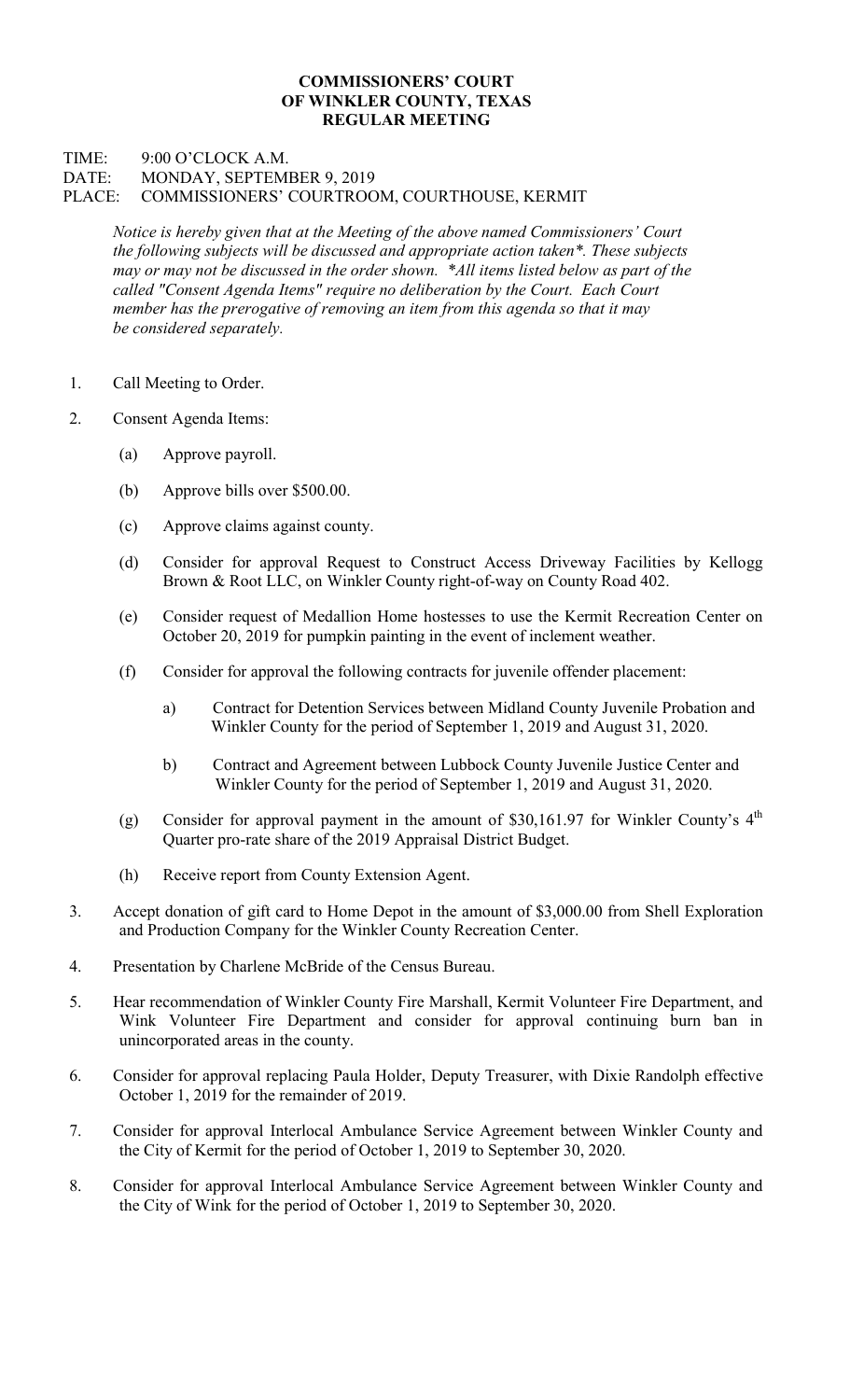**COMMISSIONERS' COURT**
**OF WINKLER COUNTY, TEXAS**
**REGULAR MEETING**

TIME: 9:00 O'CLOCK A.M.
DATE: MONDAY, SEPTEMBER 9, 2019
PLACE: COMMISSIONERS' COURTROOM, COURTHOUSE, KERMIT

*Notice is hereby given that at the Meeting of the above named Commissioners' Court the following subjects will be discussed and appropriate action taken*. These subjects may or may not be discussed in the order shown. *All items listed below as part of the called "Consent Agenda Items" require no deliberation by the Court. Each Court member has the prerogative of removing an item from this agenda so that it may be considered separately.*

1. Call Meeting to Order.

2. Consent Agenda Items:

   (a) Approve payroll.

   (b) Approve bills over $500.00.

   (c) Approve claims against county.

   (d) Consider for approval Request to Construct Access Driveway Facilities by Kellogg Brown & Root LLC, on Winkler County right-of-way on County Road 402.

   (e) Consider request of Medallion Home hostesses to use the Kermit Recreation Center on October 20, 2019 for pumpkin painting in the event of inclement weather.

   (f) Consider for approval the following contracts for juvenile offender placement:

      a) Contract for Detention Services between Midland County Juvenile Probation and Winkler County for the period of September 1, 2019 and August 31, 2020.

      b) Contract and Agreement between Lubbock County Juvenile Justice Center and Winkler County for the period of September 1, 2019 and August 31, 2020.

   (g) Consider for approval payment in the amount of $30,161.97 for Winkler County's 4th Quarter pro-rate share of the 2019 Appraisal District Budget.

   (h) Receive report from County Extension Agent.

3. Accept donation of gift card to Home Depot in the amount of $3,000.00 from Shell Exploration and Production Company for the Winkler County Recreation Center.

4. Presentation by Charlene McBride of the Census Bureau.

5. Hear recommendation of Winkler County Fire Marshall, Kermit Volunteer Fire Department, and Wink Volunteer Fire Department and consider for approval continuing burn ban in unincorporated areas in the county.

6. Consider for approval replacing Paula Holder, Deputy Treasurer, with Dixie Randolph effective October 1, 2019 for the remainder of 2019.

7. Consider for approval Interlocal Ambulance Service Agreement between Winkler County and the City of Kermit for the period of October 1, 2019 to September 30, 2020.

8. Consider for approval Interlocal Ambulance Service Agreement between Winkler County and the City of Wink for the period of October 1, 2019 to September 30, 2020.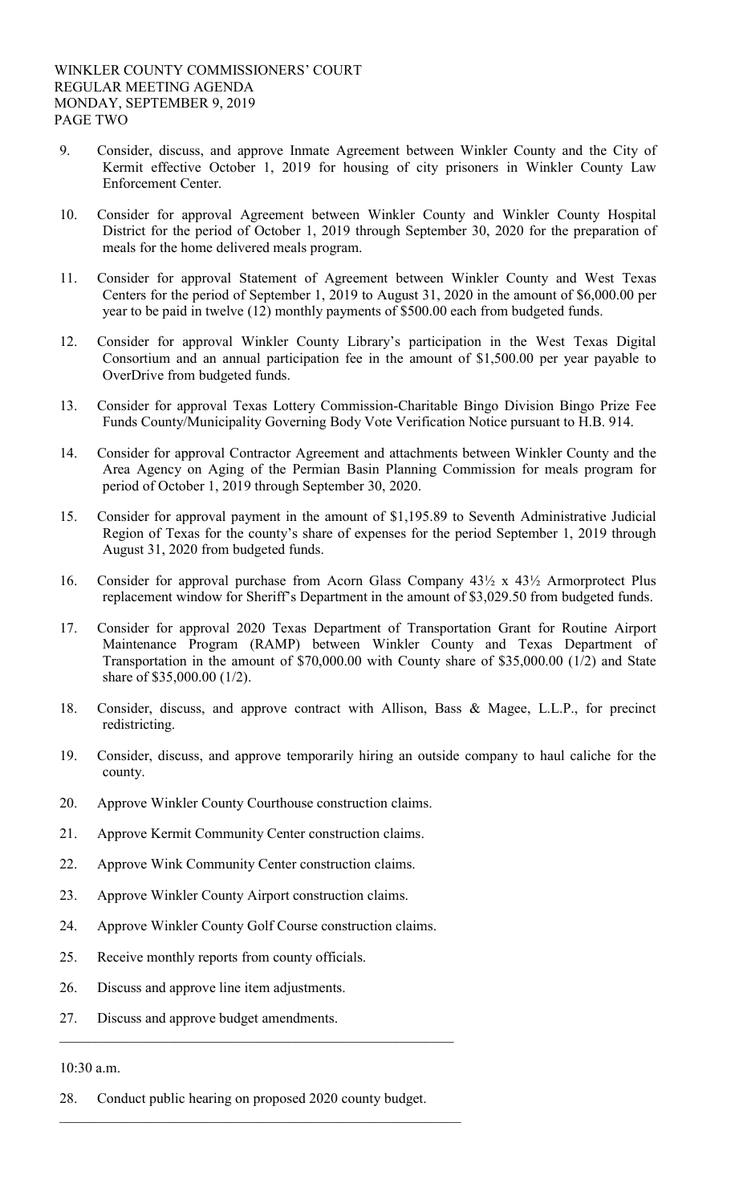9. Consider, discuss, and approve Inmate Agreement between Winkler County and the City of Kermit effective October 1, 2019 for housing of city prisoners in Winkler County Law Enforcement Center.

10. Consider for approval Agreement between Winkler County and Winkler County Hospital District for the period of October 1, 2019 through September 30, 2020 for the preparation of meals for the home delivered meals program.

11. Consider for approval Statement of Agreement between Winkler County and West Texas Centers for the period of September 1, 2019 to August 31, 2020 in the amount of $6,000.00 per year to be paid in twelve (12) monthly payments of $500.00 each from budgeted funds.

12. Consider for approval Winkler County Library's participation in the West Texas Digital Consortium and an annual participation fee in the amount of $1,500.00 per year payable to OverDrive from budgeted funds.

13. Consider for approval Texas Lottery Commission-Charitable Bingo Division Bingo Prize Fee Funds County/Municipality Governing Body Vote Verification Notice pursuant to H.B. 914.

14. Consider for approval Contractor Agreement and attachments between Winkler County and the Area Agency on Aging of the Permian Basin Planning Commission for meals program for period of October 1, 2019 through September 30, 2020.

15. Consider for approval payment in the amount of $1,195.89 to Seventh Administrative Judicial Region of Texas for the county's share of expenses for the period September 1, 2019 through August 31, 2020 from budgeted funds.

16. Consider for approval purchase from Acorn Glass Company 43½ x 43½ Armorprotect Plus replacement window for Sheriff's Department in the amount of $3,029.50 from budgeted funds.

17. Consider for approval 2020 Texas Department of Transportation Grant for Routine Airport Maintenance Program (RAMP) between Winkler County and Texas Department of Transportation in the amount of $70,000.00 with County share of $35,000.00 (1/2) and State share of $35,000.00 (1/2).

18. Consider, discuss, and approve contract with Allison, Bass & Magee, L.L.P., for precinct redistricting.

19. Consider, discuss, and approve temporarily hiring an outside company to haul caliche for the county.

20. Approve Winkler County Courthouse construction claims.

21. Approve Kermit Community Center construction claims.

22. Approve Wink Community Center construction claims.

23. Approve Winkler County Airport construction claims.

24. Approve Winkler County Golf Course construction claims.

25. Receive monthly reports from county officials.

26. Discuss and approve line item adjustments.

27. Discuss and approve budget amendments.

---

10:30 a.m.

28. Conduct public hearing on proposed 2020 county budget.

---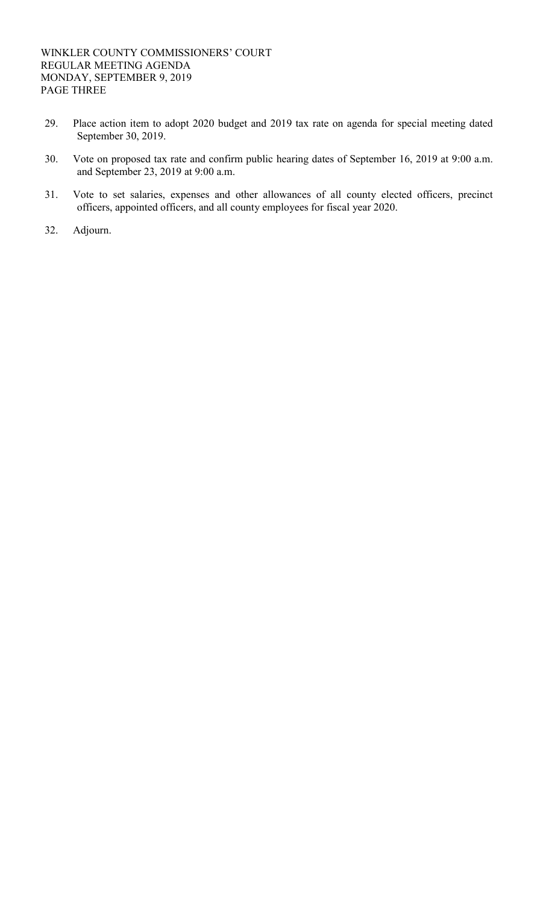29. Place action item to adopt 2020 budget and 2019 tax rate on agenda for special meeting dated September 30, 2019.

30. Vote on proposed tax rate and confirm public hearing dates of September 16, 2019 at 9:00 a.m. and September 23, 2019 at 9:00 a.m.

31. Vote to set salaries, expenses and other allowances of all county elected officers, precinct officers, appointed officers, and all county employees for fiscal year 2020.

32. Adjourn.